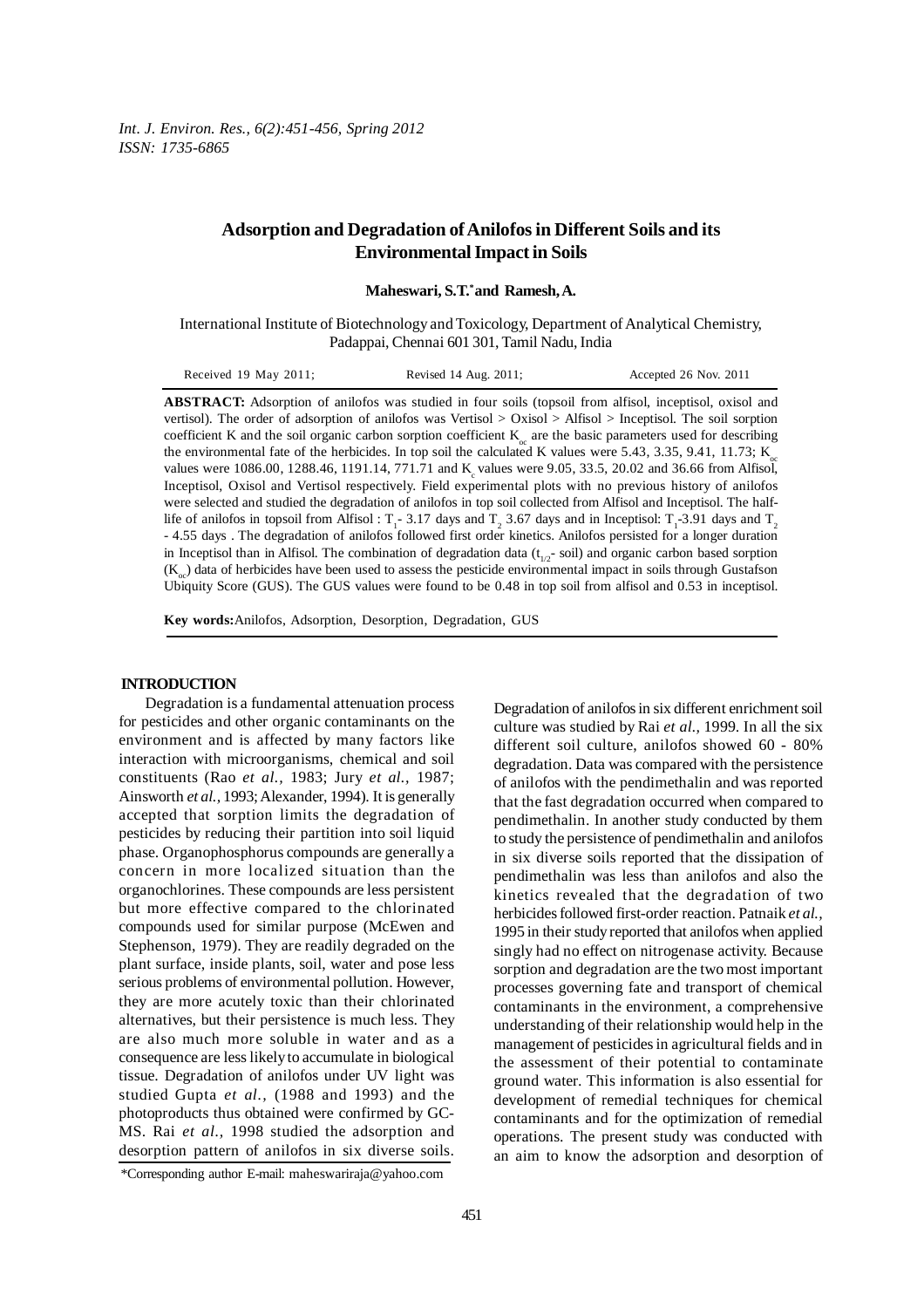# Adsorption and Degradation of Anilofos in Different Soils and its Environmental Impact in Soils

**Maheswari, S.T.[*] and Ramesh, A.**

International Institute of Biotechnology and Toxicology, Department of Analytical Chemistry, Padappai, Chennai 601 301, Tamil Nadu, India

Received 19 May 2011; Revised 14 Aug. 2011; Accepted 26 Nov. 2011

**ABSTRACT:** Adsorption of anilofos was studied in four soils (topsoil from alfisol, inceptisol, oxisol and vertisol). The order of adsorption of anilofos was Vertisol > Oxisol > Alfisol > Inceptisol. The soil sorption coefficient K and the soil organic carbon sorption coefficient $K_{oc}$ are the basic parameters used for describing the environmental fate of the herbicides. In top soil the calculated K values were 5.43, 3.35, 9.41, 11.73; $K_{oc}$ values were 1086.00, 1288.46, 1191.14, 771.71 and $K_c$ values were 9.05, 33.5, 20.02 and 36.66 from Alfisol, Inceptisol, Oxisol and Vertisol respectively. Field experimental plots with no previous history of anilofos were selected and studied the degradation of anilofos in top soil collected from Alfisol and Inceptisol. The half-life of anilofos in topsoil from Alfisol : $T_1$- 3.17 days and $T_2$ 3.67 days and in Inceptisol: $T_1$-3.91 days and $T_2$ - 4.55 days . The degradation of anilofos followed first order kinetics. Anilofos persisted for a longer duration in Inceptisol than in Alfisol. The combination of degradation data ($t_{1/2}$- soil) and organic carbon based sorption ($K_{oc}$) data of herbicides have been used to assess the pesticide environmental impact in soils through Gustafson Ubiquity Score (GUS). The GUS values were found to be 0.48 in top soil from alfisol and 0.53 in inceptisol.

**Key words:** Anilofos, Adsorption, Desorption, Degradation, GUS

## INTRODUCTION

Degradation is a fundamental attenuation process for pesticides and other organic contaminants on the environment and is affected by many factors like interaction with microorganisms, chemical and soil constituents (Rao *et al.,* 1983; Jury *et al.,* 1987; Ainsworth *et al.,* 1993; Alexander, 1994). It is generally accepted that sorption limits the degradation of pesticides by reducing their partition into soil liquid phase. Organophosphorus compounds are generally a concern in more localized situation than the organochlorines. These compounds are less persistent but more effective compared to the chlorinated compounds used for similar purpose (McEwen and Stephenson, 1979). They are readily degraded on the plant surface, inside plants, soil, water and pose less serious problems of environmental pollution. However, they are more acutely toxic than their chlorinated alternatives, but their persistence is much less. They are also much more soluble in water and as a consequence are less likely to accumulate in biological tissue. Degradation of anilofos under UV light was studied Gupta *et al.,* (1988 and 1993) and the photoproducts thus obtained were confirmed by GC-MS. Rai *et al.,* 1998 studied the adsorption and desorption pattern of anilofos in six diverse soils. Degradation of anilofos in six different enrichment soil culture was studied by Rai *et al.,* 1999. In all the six different soil culture, anilofos showed 60 - 80% degradation. Data was compared with the persistence of anilofos with the pendimethalin and was reported that the fast degradation occurred when compared to pendimethalin. In another study conducted by them to study the persistence of pendimethalin and anilofos in six diverse soils reported that the dissipation of pendimethalin was less than anilofos and also the kinetics revealed that the degradation of two herbicides followed first-order reaction. Patnaik *et al.,* 1995 in their study reported that anilofos when applied singly had no effect on nitrogenase activity. Because sorption and degradation are the two most important processes governing fate and transport of chemical contaminants in the environment, a comprehensive understanding of their relationship would help in the management of pesticides in agricultural fields and in the assessment of their potential to contaminate ground water. This information is also essential for development of remedial techniques for chemical contaminants and for the optimization of remedial operations. The present study was conducted with an aim to know the adsorption and desorption of

*Corresponding author E-mail: maheswariraja@yahoo.com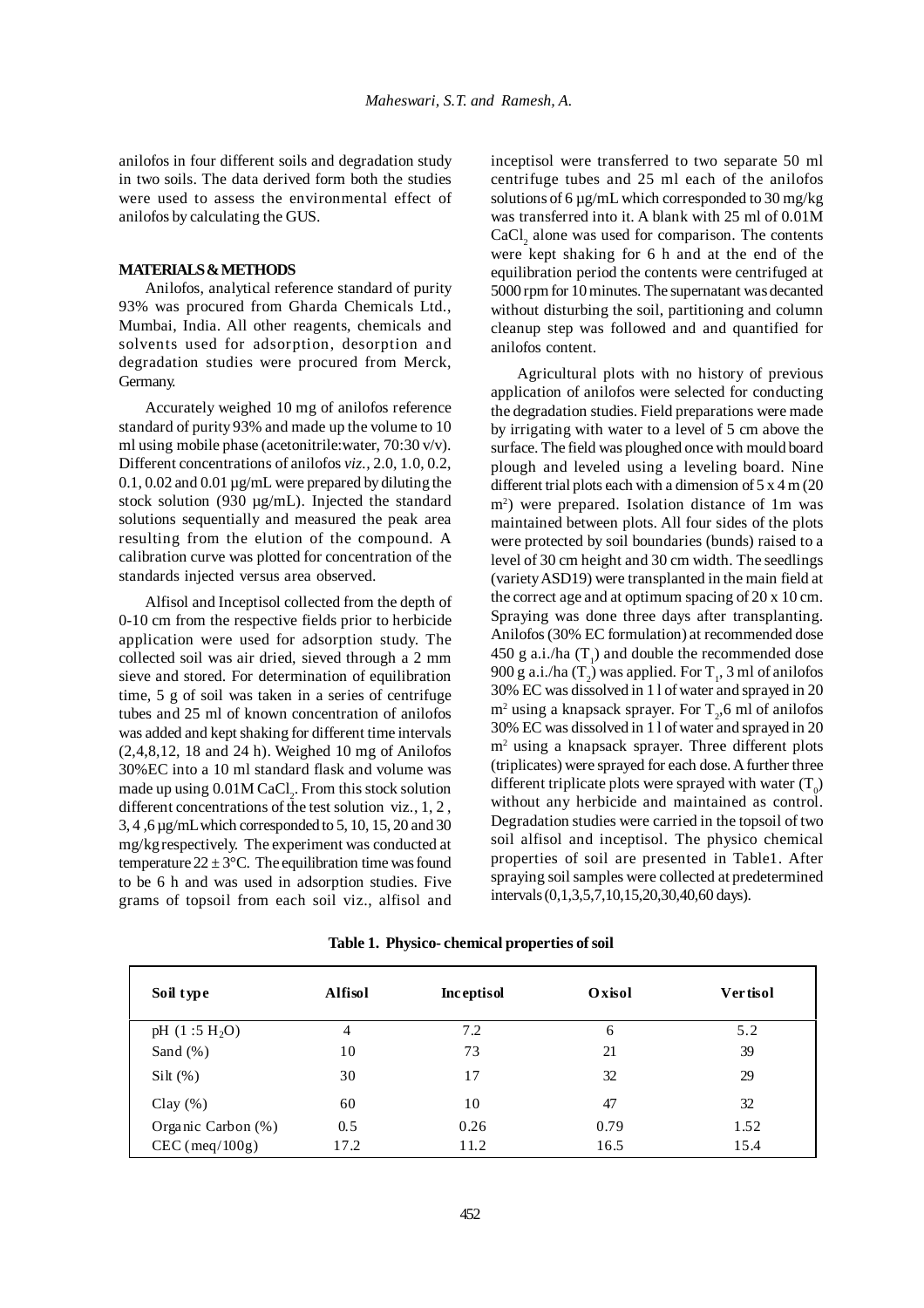anilofos in four different soils and degradation study in two soils. The data derived form both the studies were used to assess the environmental effect of anilofos by calculating the GUS.

## MATERIALS & METHODS

Anilofos, analytical reference standard of purity 93% was procured from Gharda Chemicals Ltd., Mumbai, India. All other reagents, chemicals and solvents used for adsorption, desorption and degradation studies were procured from Merck, Germany.

Accurately weighed 10 mg of anilofos reference standard of purity 93% and made up the volume to 10 ml using mobile phase (acetonitrile:water, 70:30 v/v). Different concentrations of anilofos *viz.*, 2.0, 1.0, 0.2, 0.1, 0.02 and 0.01 µg/mL were prepared by diluting the stock solution (930 µg/mL). Injected the standard solutions sequentially and measured the peak area resulting from the elution of the compound. A calibration curve was plotted for concentration of the standards injected versus area observed.

Alfisol and Inceptisol collected from the depth of 0-10 cm from the respective fields prior to herbicide application were used for adsorption study. The collected soil was air dried, sieved through a 2 mm sieve and stored. For determination of equilibration time, 5 g of soil was taken in a series of centrifuge tubes and 25 ml of known concentration of anilofos was added and kept shaking for different time intervals (2,4,8,12, 18 and 24 h). Weighed 10 mg of Anilofos 30%EC into a 10 ml standard flask and volume was made up using 0.01M $CaCl_2$. From this stock solution different concentrations of the test solution viz., 1, 2 , 3, 4 ,6 µg/mL which corresponded to 5, 10, 15, 20 and 30 mg/kg respectively. The experiment was conducted at temperature 22 ± 3°C. The equilibration time was found to be 6 h and was used in adsorption studies. Five grams of topsoil from each soil viz., alfisol and inceptisol were transferred to two separate 50 ml centrifuge tubes and 25 ml each of the anilofos solutions of 6 µg/mL which corresponded to 30 mg/kg was transferred into it. A blank with 25 ml of 0.01M $CaCl_2$ alone was used for comparison. The contents were kept shaking for 6 h and at the end of the equilibration period the contents were centrifuged at 5000 rpm for 10 minutes. The supernatant was decanted without disturbing the soil, partitioning and column cleanup step was followed and and quantified for anilofos content.

Agricultural plots with no history of previous application of anilofos were selected for conducting the degradation studies. Field preparations were made by irrigating with water to a level of 5 cm above the surface. The field was ploughed once with mould board plough and leveled using a leveling board. Nine different trial plots each with a dimension of 5 x 4 m (20 $m^2$) were prepared. Isolation distance of 1m was maintained between plots. All four sides of the plots were protected by soil boundaries (bunds) raised to a level of 30 cm height and 30 cm width. The seedlings (variety ASD19) were transplanted in the main field at the correct age and at optimum spacing of 20 x 10 cm. Spraying was done three days after transplanting. Anilofos (30% EC formulation) at recommended dose 450 g a.i./ha ($T_1$) and double the recommended dose 900 g a.i./ha ($T_2$) was applied. For $T_1$, 3 ml of anilofos 30% EC was dissolved in 1 l of water and sprayed in 20 $m^2$ using a knapsack sprayer. For $T_2$,6 ml of anilofos 30% EC was dissolved in 1 l of water and sprayed in 20 $m^2$ using a knapsack sprayer. Three different plots (triplicates) were sprayed for each dose. A further three different triplicate plots were sprayed with water ($T_0$) without any herbicide and maintained as control. Degradation studies were carried in the topsoil of two soil alfisol and inceptisol. The physico chemical properties of soil are presented in Table1. After spraying soil samples were collected at predetermined intervals (0,1,3,5,7,10,15,20,30,40,60 days).

**Table 1. Physico- chemical properties of soil**

| Soil type | Alfisol | Inceptisol | Oxisol | Vertisol |
|---|---|---|---|---|
| pH (1 :5 $H_2O$) | 4 | 7.2 | 6 | 5.2 |
| Sand (%) | 10 | 73 | 21 | 39 |
| Silt (%) | 30 | 17 | 32 | 29 |
| Clay (%) | 60 | 10 | 47 | 32 |
| Organic Carbon (%) | 0.5 | 0.26 | 0.79 | 1.52 |
| CEC (meq/100g) | 17.2 | 11.2 | 16.5 | 15.4 |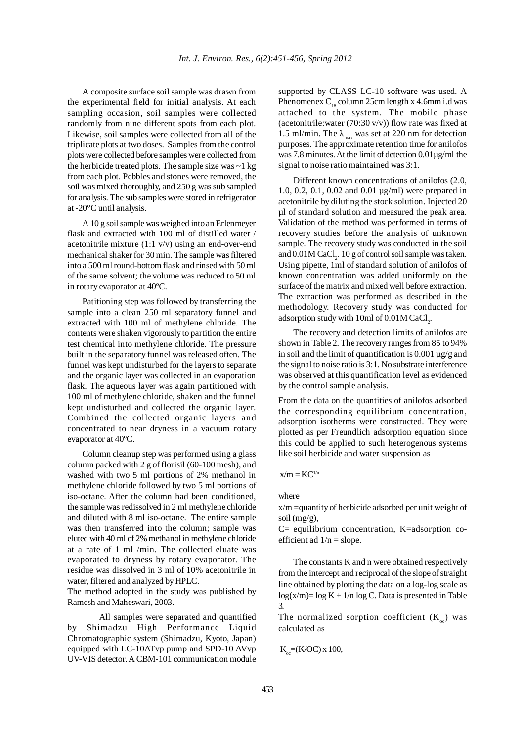A composite surface soil sample was drawn from the experimental field for initial analysis. At each sampling occasion, soil samples were collected randomly from nine different spots from each plot. Likewise, soil samples were collected from all of the triplicate plots at two doses. Samples from the control plots were collected before samples were collected from the herbicide treated plots. The sample size was ~1 kg from each plot. Pebbles and stones were removed, the soil was mixed thoroughly, and 250 g was sub sampled for analysis. The sub samples were stored in refrigerator at -20°C until analysis.

A 10 g soil sample was weighed into an Erlenmeyer flask and extracted with 100 ml of distilled water / acetonitrile mixture (1:1 v/v) using an end-over-end mechanical shaker for 30 min. The sample was filtered into a 500 ml round-bottom flask and rinsed with 50 ml of the same solvent; the volume was reduced to 50 ml in rotary evaporator at 40ºC.

Patitioning step was followed by transferring the sample into a clean 250 ml separatory funnel and extracted with 100 ml of methylene chloride. The contents were shaken vigorously to partition the entire test chemical into methylene chloride. The pressure built in the separatory funnel was released often. The funnel was kept undisturbed for the layers to separate and the organic layer was collected in an evaporation flask. The aqueous layer was again partitioned with 100 ml of methylene chloride, shaken and the funnel kept undisturbed and collected the organic layer. Combined the collected organic layers and concentrated to near dryness in a vacuum rotary evaporator at 40ºC.

Column cleanup step was performed using a glass column packed with 2 g of florisil (60-100 mesh), and washed with two 5 ml portions of 2% methanol in methylene chloride followed by two 5 ml portions of iso-octane. After the column had been conditioned, the sample was redissolved in 2 ml methylene chloride and diluted with 8 ml iso-octane. The entire sample was then transferred into the column; sample was eluted with 40 ml of 2% methanol in methylene chloride at a rate of 1 ml /min. The collected eluate was evaporated to dryness by rotary evaporator. The residue was dissolved in 3 ml of 10% acetonitrile in water, filtered and analyzed by HPLC.

The method adopted in the study was published by Ramesh and Maheswari, 2003.

All samples were separated and quantified by Shimadzu High Performance Liquid Chromatographic system (Shimadzu, Kyoto, Japan) equipped with LC-10ATvp pump and SPD-10 AVvp UV-VIS detector. A CBM-101 communication module supported by CLASS LC-10 software was used. A Phenomenex $C_{18}$ column 25cm length x 4.6mm i.d was attached to the system. The mobile phase (acetonitrile:water (70:30 v/v)) flow rate was fixed at 1.5 ml/min. The $\lambda_{max}$ was set at 220 nm for detection purposes. The approximate retention time for anilofos was 7.8 minutes. At the limit of detection 0.01µg/ml the signal to noise ratio maintained was 3:1.

Different known concentrations of anilofos (2.0, 1.0, 0.2, 0.1, 0.02 and 0.01 µg/ml) were prepared in acetonitrile by diluting the stock solution. Injected 20 µl of standard solution and measured the peak area. Validation of the method was performed in terms of recovery studies before the analysis of unknown sample. The recovery study was conducted in the soil and 0.01M $CaCl_2$. 10 g of control soil sample was taken. Using pipette, 1ml of standard solution of anilofos of known concentration was added uniformly on the surface of the matrix and mixed well before extraction. The extraction was performed as described in the methodology. Recovery study was conducted for adsorption study with 10ml of 0.01M $CaCl_2$.

The recovery and detection limits of anilofos are shown in Table 2. The recovery ranges from 85 to 94% in soil and the limit of quantification is 0.001 µg/g and the signal to noise ratio is 3:1. No substrate interference was observed at this quantification level as evidenced by the control sample analysis.

From the data on the quantities of anilofos adsorbed the corresponding equilibrium concentration, adsorption isotherms were constructed. They were plotted as per Freundlich adsorption equation since this could be applied to such heterogenous systems like soil herbicide and water suspension as

$$x/m = KC^{1/n}$$

where

x/m =quantity of herbicide adsorbed per unit weight of soil (mg/g),

C= equilibrium concentration, K=adsorption co-efficient ad 1/n = slope.

The constants K and n were obtained respectively from the intercept and reciprocal of the slope of straight line obtained by plotting the data on a log-log scale as $\log(x/m)= \log K + 1/n \log C$. Data is presented in Table 3.

The normalized sorption coefficient ($K_{oc}$) was calculated as

$$K_{oc}=(K/OC) \times 100,$$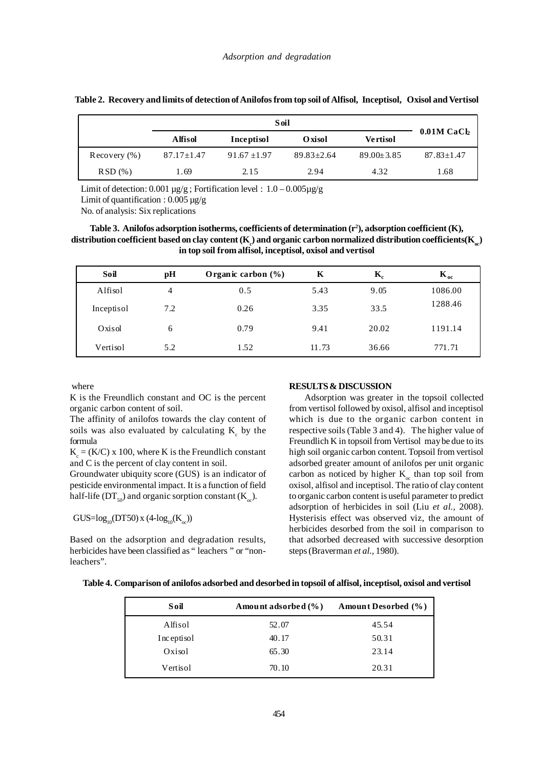**Table 2. Recovery and limits of detection of Anilofos from top soil of Alfisol, Inceptisol, Oxisol and Vertisol**

| | Soil | | | | $0.01M\ CaCl_2$ |
|---|---|---|---|---|---|
| | Alfisol | Inceptisol | Oxisol | Vertisol | |
| Recovery (%) | 87.17±1.47 | 91.67 ±1.97 | 89.83±2.64 | 89.00±3.85 | 87.83±1.47 |
| RSD (%) | 1.69 | 2.15 | 2.94 | 4.32 | 1.68 |

Limit of detection: 0.001 µg/g ; Fortification level : 1.0 – 0.005µg/g
Limit of quantification : 0.005 µg/g
No. of analysis: Six replications

**Table 3. Anilofos adsorption isotherms, coefficients of determination ($r^2$), adsorption coefficient (K), distribution coefficient based on clay content ($K_c$) and organic carbon normalized distribution coefficients($K_{oc}$) in top soil from alfisol, inceptisol, oxisol and vertisol**

| Soil | pH | Organic carbon (%) | K | $K_c$ | $K_{oc}$ |
|---|---|---|---|---|---|
| Alfisol | 4 | 0.5 | 5.43 | 9.05 | 1086.00 |
| Inceptisol | 7.2 | 0.26 | 3.35 | 33.5 | 1288.46 |
| Oxisol | 6 | 0.79 | 9.41 | 20.02 | 1191.14 |
| Vertisol | 5.2 | 1.52 | 11.73 | 36.66 | 771.71 |

where

K is the Freundlich constant and OC is the percent organic carbon content of soil.

The affinity of anilofos towards the clay content of soils was also evaluated by calculating $K_c$ by the formula

$K_c = (K/C) \times 100$, where K is the Freundlich constant and C is the percent of clay content in soil.

Groundwater ubiquity score (GUS) is an indicator of pesticide environmental impact. It is a function of field half-life ($DT_{50}$) and organic sorption constant ($K_{oc}$).

$$GUS = \log_{10}(DT50) \times (4 - \log_{10}(K_{oc}))$$

Based on the adsorption and degradation results, herbicides have been classified as " leachers " or "non-leachers".

## RESULTS & DISCUSSION

Adsorption was greater in the topsoil collected from vertisol followed by oxisol, alfisol and inceptisol which is due to the organic carbon content in respective soils (Table 3 and 4). The higher value of Freundlich K in topsoil from Vertisol may be due to its high soil organic carbon content. Topsoil from vertisol adsorbed greater amount of anilofos per unit organic carbon as noticed by higher $K_{oc}$ than top soil from oxisol, alfisol and inceptisol. The ratio of clay content to organic carbon content is useful parameter to predict adsorption of herbicides in soil (Liu *et al.*, 2008). Hysterisis effect was observed viz, the amount of herbicides desorbed from the soil in comparison to that adsorbed decreased with successive desorption steps (Braverman *et al.*, 1980).

**Table 4. Comparison of anilofos adsorbed and desorbed in topsoil of alfisol, inceptisol, oxisol and vertisol**

| Soil | Amount adsorbed (%) | Amount Desorbed (%) |
|---|---|---|
| Alfisol | 52.07 | 45.54 |
| Inceptisol | 40.17 | 50.31 |
| Oxisol | 65.30 | 23.14 |
| Vertisol | 70.10 | 20.31 |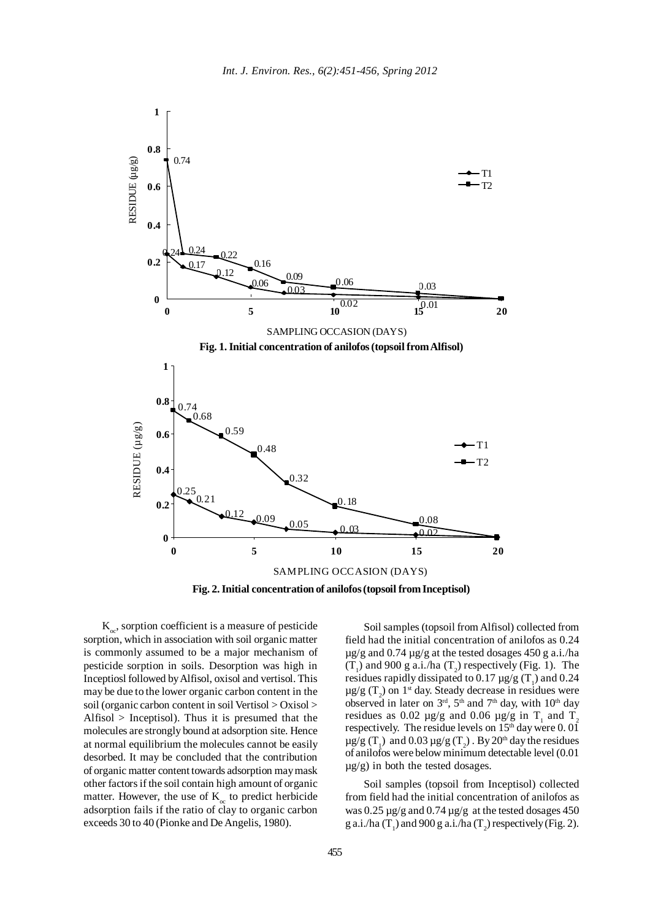Fig. 1. Initial concentration of anilofos (topsoil from Alfisol)

Fig. 2. Initial concentration of anilofos (topsoil from Inceptisol)

$K_{oc}$, sorption coefficient is a measure of pesticide sorption, which in association with soil organic matter is commonly assumed to be a major mechanism of pesticide sorption in soils. Desorption was high in Inceptiosl followed by Alfisol, oxisol and vertisol. This may be due to the lower organic carbon content in the soil (organic carbon content in soil Vertisol > Oxisol > Alfisol > Inceptisol). Thus it is presumed that the molecules are strongly bound at adsorption site. Hence at normal equilibrium the molecules cannot be easily desorbed. It may be concluded that the contribution of organic matter content towards adsorption may mask other factors if the soil contain high amount of organic matter. However, the use of $K_{oc}$ to predict herbicide adsorption fails if the ratio of clay to organic carbon exceeds 30 to 40 (Pionke and De Angelis, 1980).

Soil samples (topsoil from Alfisol) collected from field had the initial concentration of anilofos as 0.24 µg/g and 0.74 µg/g at the tested dosages 450 g a.i./ha ($T_1$) and 900 g a.i./ha ($T_2$) respectively (Fig. 1). The residues rapidly dissipated to 0.17 µg/g ($T_1$) and 0.24 µg/g ($T_2$) on 1st day. Steady decrease in residues were observed in later on 3rd, 5th and 7th day, with 10th day residues as 0.02 µg/g and 0.06 µg/g in $T_1$ and $T_2$ respectively. The residue levels on 15th day were 0. 01 µg/g ($T_1$) and 0.03 µg/g ($T_2$). By 20th day the residues of anilofos were below minimum detectable level (0.01 µg/g) in both the tested dosages.

Soil samples (topsoil from Inceptisol) collected from field had the initial concentration of anilofos as was 0.25 µg/g and 0.74 µg/g at the tested dosages 450 g a.i./ha ($T_1$) and 900 g a.i./ha ($T_2$) respectively (Fig. 2).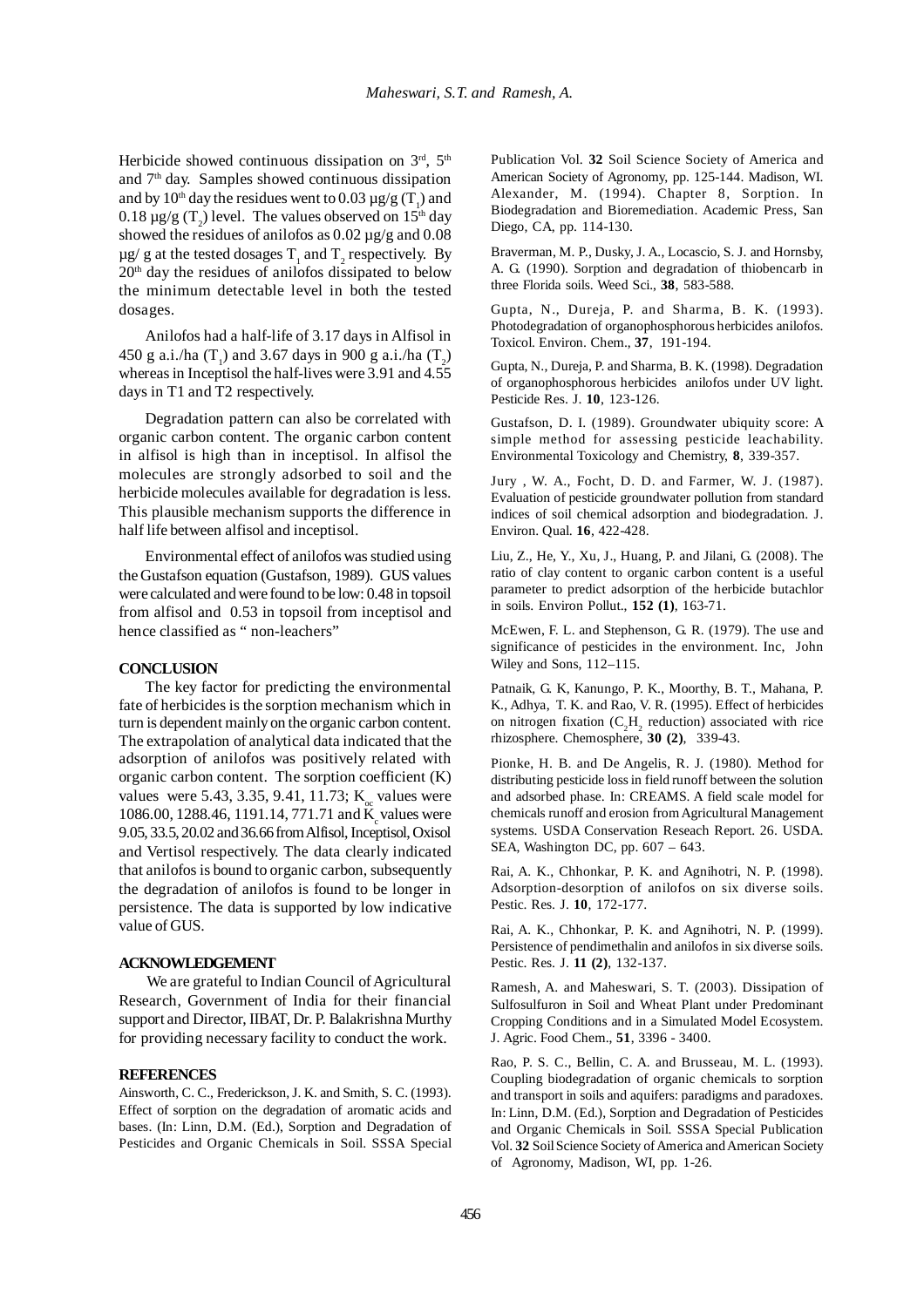Herbicide showed continuous dissipation on 3[rd], 5[th] and 7[th] day. Samples showed continuous dissipation and by 10[th] day the residues went to 0.03 µg/g ($T_1$) and 0.18 µg/g ($T_2$) level. The values observed on 15[th] day showed the residues of anilofos as 0.02 µg/g and 0.08 µg/ g at the tested dosages $T_1$ and $T_2$ respectively. By 20[th] day the residues of anilofos dissipated to below the minimum detectable level in both the tested dosages.

Anilofos had a half-life of 3.17 days in Alfisol in 450 g a.i./ha ($T_1$) and 3.67 days in 900 g a.i./ha ($T_2$) whereas in Inceptisol the half-lives were 3.91 and 4.55 days in T1 and T2 respectively.

Degradation pattern can also be correlated with organic carbon content. The organic carbon content in alfisol is high than in inceptisol. In alfisol the molecules are strongly adsorbed to soil and the herbicide molecules available for degradation is less. This plausible mechanism supports the difference in half life between alfisol and inceptisol.

Environmental effect of anilofos was studied using the Gustafson equation (Gustafson, 1989). GUS values were calculated and were found to be low: 0.48 in topsoil from alfisol and 0.53 in topsoil from inceptisol and hence classified as " non-leachers"

## CONCLUSION

The key factor for predicting the environmental fate of herbicides is the sorption mechanism which in turn is dependent mainly on the organic carbon content. The extrapolation of analytical data indicated that the adsorption of anilofos was positively related with organic carbon content. The sorption coefficient (K) values were 5.43, 3.35, 9.41, 11.73; $K_{oc}$ values were 1086.00, 1288.46, 1191.14, 771.71 and $K_c$ values were 9.05, 33.5, 20.02 and 36.66 from Alfisol, Inceptisol, Oxisol and Vertisol respectively. The data clearly indicated that anilofos is bound to organic carbon, subsequently the degradation of anilofos is found to be longer in persistence. The data is supported by low indicative value of GUS.

## ACKNOWLEDGEMENT

We are grateful to Indian Council of Agricultural Research, Government of India for their financial support and Director, IIBAT, Dr. P. Balakrishna Murthy for providing necessary facility to conduct the work.

## REFERENCES

Ainsworth, C. C., Frederickson, J. K. and Smith, S. C. (1993). Effect of sorption on the degradation of aromatic acids and bases. (In: Linn, D.M. (Ed.), Sorption and Degradation of Pesticides and Organic Chemicals in Soil. SSSA Special Publication Vol. **32** Soil Science Society of America and American Society of Agronomy, pp. 125-144. Madison, WI. Alexander, M. (1994). Chapter 8, Sorption. In Biodegradation and Bioremediation. Academic Press, San Diego, CA, pp. 114-130.

Braverman, M. P., Dusky, J. A., Locascio, S. J. and Hornsby, A. G. (1990). Sorption and degradation of thiobencarb in three Florida soils. Weed Sci., **38**, 583-588.

Gupta, N., Dureja, P. and Sharma, B. K. (1993). Photodegradation of organophosphorous herbicides anilofos. Toxicol. Environ. Chem., **37**, 191-194.

Gupta, N., Dureja, P. and Sharma, B. K. (1998). Degradation of organophosphorous herbicides anilofos under UV light. Pesticide Res. J. **10**, 123-126.

Gustafson, D. I. (1989). Groundwater ubiquity score: A simple method for assessing pesticide leachability. Environmental Toxicology and Chemistry, **8**, 339-357.

Jury , W. A., Focht, D. D. and Farmer, W. J. (1987). Evaluation of pesticide groundwater pollution from standard indices of soil chemical adsorption and biodegradation. J. Environ. Qual. **16**, 422-428.

Liu, Z., He, Y., Xu, J., Huang, P. and Jilani, G. (2008). The ratio of clay content to organic carbon content is a useful parameter to predict adsorption of the herbicide butachlor in soils. Environ Pollut., **152 (1)**, 163-71.

McEwen, F. L. and Stephenson, G. R. (1979). The use and significance of pesticides in the environment. Inc, John Wiley and Sons, 112–115.

Patnaik, G. K, Kanungo, P. K., Moorthy, B. T., Mahana, P. K., Adhya, T. K. and Rao, V. R. (1995). Effect of herbicides on nitrogen fixation ($C_2H_2$ reduction) associated with rice rhizosphere. Chemosphere, **30 (2)**, 339-43.

Pionke, H. B. and De Angelis, R. J. (1980). Method for distributing pesticide loss in field runoff between the solution and adsorbed phase. In: CREAMS. A field scale model for chemicals runoff and erosion from Agricultural Management systems. USDA Conservation Reseach Report. 26. USDA. SEA, Washington DC, pp. 607 – 643.

Rai, A. K., Chhonkar, P. K. and Agnihotri, N. P. (1998). Adsorption-desorption of anilofos on six diverse soils. Pestic. Res. J. **10**, 172-177.

Rai, A. K., Chhonkar, P. K. and Agnihotri, N. P. (1999). Persistence of pendimethalin and anilofos in six diverse soils. Pestic. Res. J. **11 (2)**, 132-137.

Ramesh, A. and Maheswari, S. T. (2003). Dissipation of Sulfosulfuron in Soil and Wheat Plant under Predominant Cropping Conditions and in a Simulated Model Ecosystem. J. Agric. Food Chem., **51**, 3396 - 3400.

Rao, P. S. C., Bellin, C. A. and Brusseau, M. L. (1993). Coupling biodegradation of organic chemicals to sorption and transport in soils and aquifers: paradigms and paradoxes. In: Linn, D.M. (Ed.), Sorption and Degradation of Pesticides and Organic Chemicals in Soil. SSSA Special Publication Vol. **32** Soil Science Society of America and American Society of Agronomy, Madison, WI, pp. 1-26.